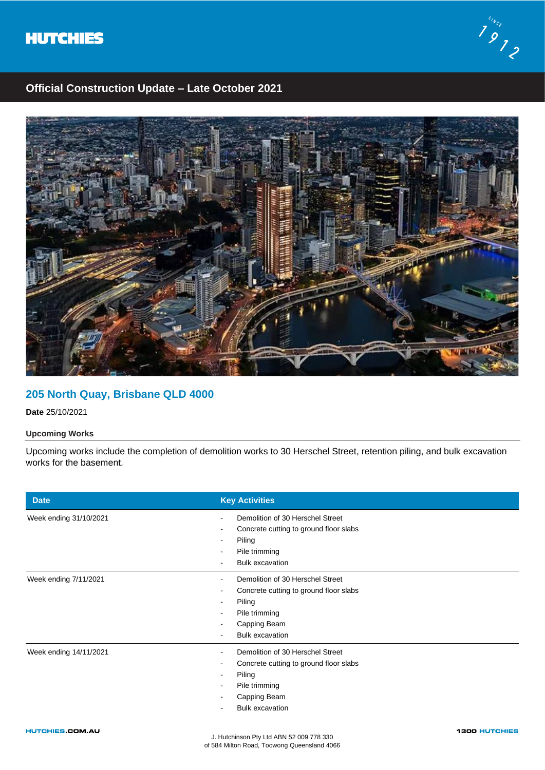# HUTCHIES

## Official Construction Update – Late October 2021

### 205 North Quay, Brisbane QLD 4000

**Date** 25/10/2021

**Upcoming Works**

Upcoming works include the completion of demolition works to 30 Herschel Street, retention piling, and bulk excavation works for the basement.

| Date | Key Activities |
| --- | --- |
| Week ending 31/10/2021 | - Demolition of 30 Herschel Street<br>- Concrete cutting to ground floor slabs<br>- Piling<br>- Pile trimming<br>- Bulk excavation |
| Week ending 7/11/2021 | - Demolition of 30 Herschel Street<br>- Concrete cutting to ground floor slabs<br>- Piling<br>- Pile trimming<br>- Capping Beam<br>- Bulk excavation |
| Week ending 14/11/2021 | - Demolition of 30 Herschel Street<br>- Concrete cutting to ground floor slabs<br>- Piling<br>- Pile trimming<br>- Capping Beam<br>- Bulk excavation |

HUTCHIES.COM.AU

J. Hutchinson Pty Ltd ABN 52 009 778 330
of 584 Milton Road, Toowong Queensland 4066

1300 HUTCHIES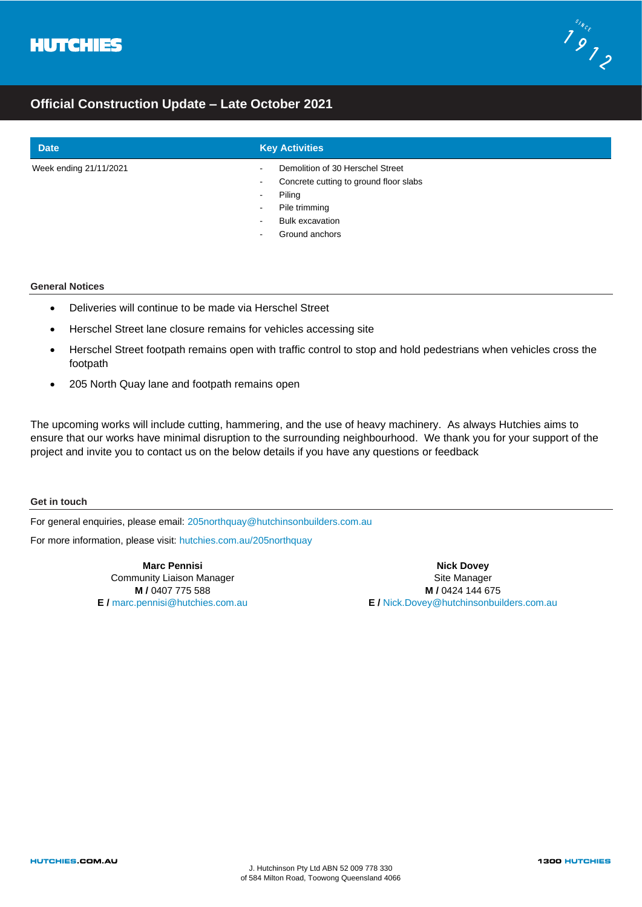HUTCHIES

SINCE 1912

## Official Construction Update – Late October 2021

| Date | Key Activities |
|---|---|
| Week ending 21/11/2021 | - Demolition of 30 Herschel Street<br>- Concrete cutting to ground floor slabs<br>- Piling<br>- Pile trimming<br>- Bulk excavation<br>- Ground anchors |

### General Notices

- Deliveries will continue to be made via Herschel Street
- Herschel Street lane closure remains for vehicles accessing site
- Herschel Street footpath remains open with traffic control to stop and hold pedestrians when vehicles cross the footpath
- 205 North Quay lane and footpath remains open

The upcoming works will include cutting, hammering, and the use of heavy machinery. As always Hutchies aims to ensure that our works have minimal disruption to the surrounding neighbourhood. We thank you for your support of the project and invite you to contact us on the below details if you have any questions or feedback

### Get in touch

For general enquiries, please email: 205northquay@hutchinsonbuilders.com.au

For more information, please visit: hutchies.com.au/205northquay

**Marc Pennisi**
Community Liaison Manager
**M /** 0407 775 588
**E /** marc.pennisi@hutchies.com.au

**Nick Dovey**
Site Manager
**M /** 0424 144 675
**E /** Nick.Dovey@hutchinsonbuilders.com.au

HUTCHIES.COM.AU

J. Hutchinson Pty Ltd ABN 52 009 778 330
of 584 Milton Road, Toowong Queensland 4066

1300 HUTCHIES